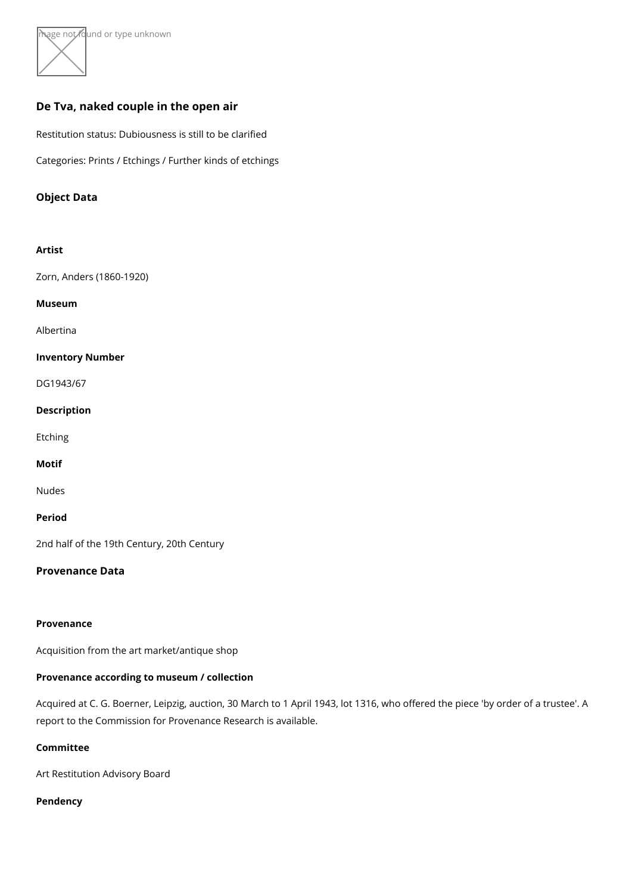# De Tva, naked couple in the open air

Restitution status: Dubiousness is still to be clarified

Categories: Prints / Etchings / Further kinds of etchings

## Object Data

**Artist**

Zorn, Anders (1860-1920)

**Museum**

Albertina

**Inventory Number**

DG1943/67

**Description**

Etching

**Motif**

Nudes

**Period**

2nd half of the 19th Century, 20th Century

## Provenance Data

**Provenance**

Acquisition from the art market/antique shop

**Provenance according to museum / collection**

Acquired at C. G. Boerner, Leipzig, auction, 30 March to 1 April 1943, lot 1316, who offered the piece 'by order of a trustee'. A report to the Commission for Provenance Research is available.

**Committee**

Art Restitution Advisory Board

**Pendency**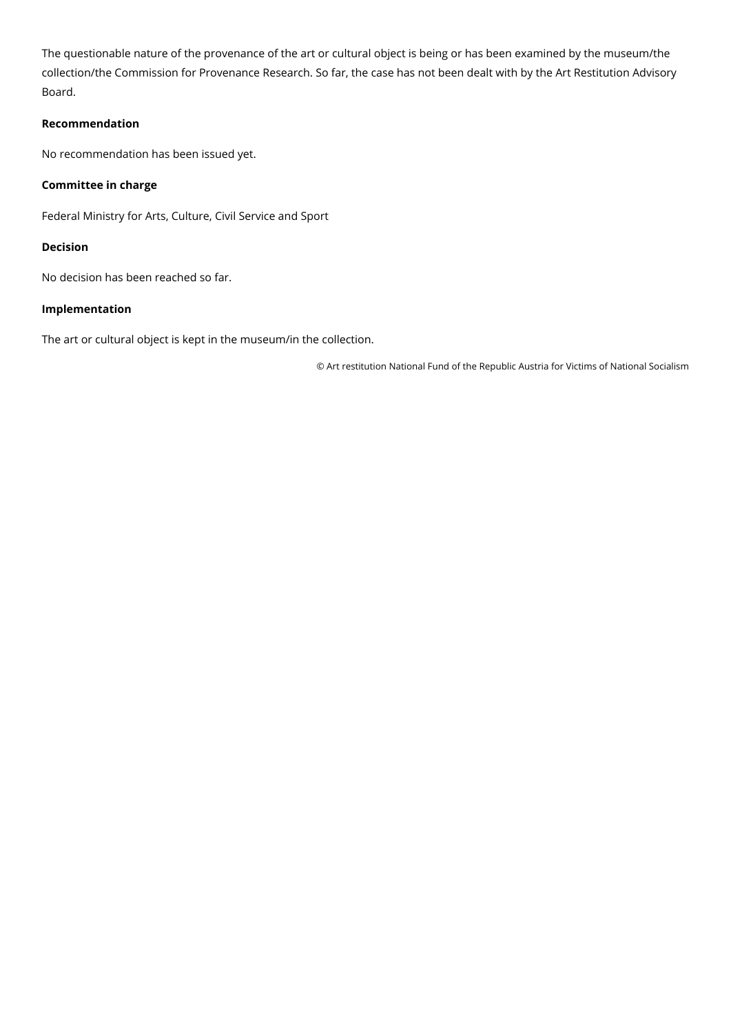The questionable nature of the provenance of the art or cultural object is being or has been examined by the museum/the collection/the Commission for Provenance Research. So far, the case has not been dealt with by the Art Restitution Advisory Board.

**Recommendation**

No recommendation has been issued yet.

**Committee in charge**

Federal Ministry for Arts, Culture, Civil Service and Sport

**Decision**

No decision has been reached so far.

**Implementation**

The art or cultural object is kept in the museum/in the collection.

© Art restitution National Fund of the Republic Austria for Victims of National Socialism